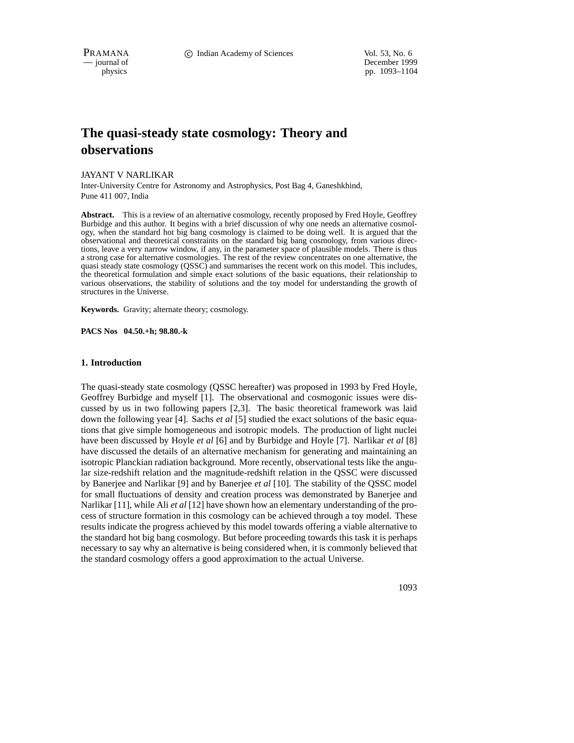# The quasi-steady state cosmology: Theory and observations

JAYANT V NARLIKAR

Inter-University Centre for Astronomy and Astrophysics, Post Bag 4, Ganeshkhind, Pune 411 007, India

**Abstract.** This is a review of an alternative cosmology, recently proposed by Fred Hoyle, Geoffrey Burbidge and this author. It begins with a brief discussion of why one needs an alternative cosmology, when the standard hot big bang cosmology is claimed to be doing well. It is argued that the observational and theoretical constraints on the standard big bang cosmology, from various directions, leave a very narrow window, if any, in the parameter space of plausible models. There is thus a strong case for alternative cosmologies. The rest of the review concentrates on one alternative, the quasi steady state cosmology (QSSC) and summarises the recent work on this model. This includes, the theoretical formulation and simple exact solutions of the basic equations, their relationship to various observations, the stability of solutions and the toy model for understanding the growth of structures in the Universe.

**Keywords.** Gravity; alternate theory; cosmology.

**PACS Nos 04.50.+h; 98.80.-k**

## 1. Introduction

The quasi-steady state cosmology (QSSC hereafter) was proposed in 1993 by Fred Hoyle, Geoffrey Burbidge and myself [1]. The observational and cosmogonic issues were discussed by us in two following papers [2,3]. The basic theoretical framework was laid down the following year [4]. Sachs *et al* [5] studied the exact solutions of the basic equations that give simple homogeneous and isotropic models. The production of light nuclei have been discussed by Hoyle *et al* [6] and by Burbidge and Hoyle [7]. Narlikar *et al* [8] have discussed the details of an alternative mechanism for generating and maintaining an isotropic Planckian radiation background. More recently, observational tests like the angular size-redshift relation and the magnitude-redshift relation in the QSSC were discussed by Banerjee and Narlikar [9] and by Banerjee *et al* [10]. The stability of the QSSC model for small fluctuations of density and creation process was demonstrated by Banerjee and Narlikar [11], while Ali *et al* [12] have shown how an elementary understanding of the process of structure formation in this cosmology can be achieved through a toy model. These results indicate the progress achieved by this model towards offering a viable alternative to the standard hot big bang cosmology. But before proceeding towards this task it is perhaps necessary to say why an alternative is being considered when, it is commonly believed that the standard cosmology offers a good approximation to the actual Universe.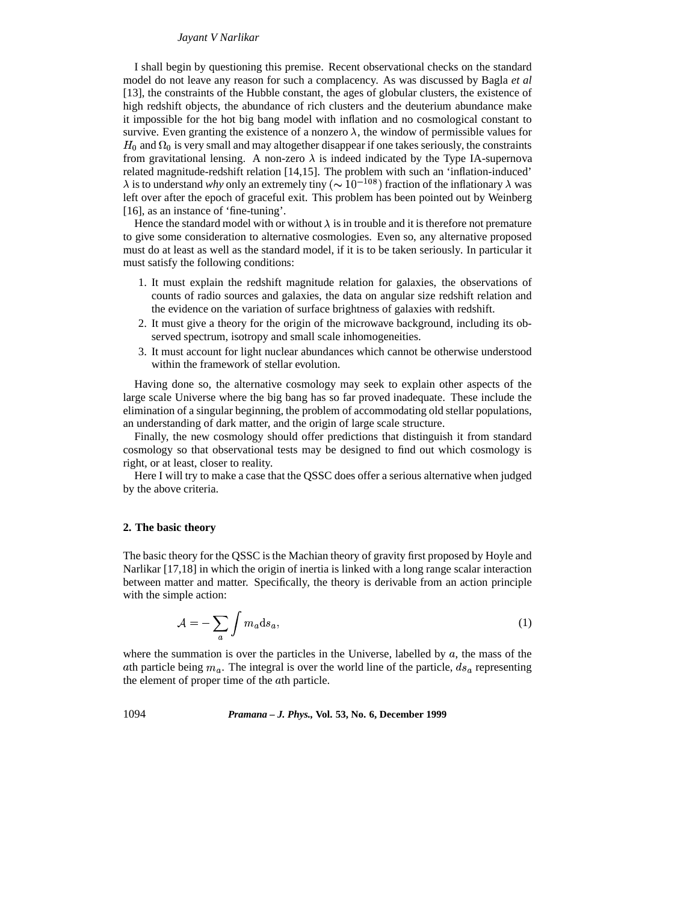I shall begin by questioning this premise. Recent observational checks on the standard model do not leave any reason for such a complacency. As was discussed by Bagla *et al* [13], the constraints of the Hubble constant, the ages of globular clusters, the existence of high redshift objects, the abundance of rich clusters and the deuterium abundance make it impossible for the hot big bang model with inflation and no cosmological constant to survive. Even granting the existence of a nonzero $\lambda$, the window of permissible values for $H_0$ and $\Omega_0$ is very small and may altogether disappear if one takes seriously, the constraints from gravitational lensing. A non-zero $\lambda$ is indeed indicated by the Type IA-supernova related magnitude-redshift relation [14,15]. The problem with such an 'inflation-induced' $\lambda$ is to understand *why* only an extremely tiny ($\sim 10^{-108}$) fraction of the inflationary $\lambda$ was left over after the epoch of graceful exit. This problem has been pointed out by Weinberg [16], as an instance of 'fine-tuning'.

Hence the standard model with or without $\lambda$ is in trouble and it is therefore not premature to give some consideration to alternative cosmologies. Even so, any alternative proposed must do at least as well as the standard model, if it is to be taken seriously. In particular it must satisfy the following conditions:

1. It must explain the redshift magnitude relation for galaxies, the observations of counts of radio sources and galaxies, the data on angular size redshift relation and the evidence on the variation of surface brightness of galaxies with redshift.
2. It must give a theory for the origin of the microwave background, including its observed spectrum, isotropy and small scale inhomogeneities.
3. It must account for light nuclear abundances which cannot be otherwise understood within the framework of stellar evolution.

Having done so, the alternative cosmology may seek to explain other aspects of the large scale Universe where the big bang has so far proved inadequate. These include the elimination of a singular beginning, the problem of accommodating old stellar populations, an understanding of dark matter, and the origin of large scale structure.

Finally, the new cosmology should offer predictions that distinguish it from standard cosmology so that observational tests may be designed to find out which cosmology is right, or at least, closer to reality.

Here I will try to make a case that the QSSC does offer a serious alternative when judged by the above criteria.

## 2. The basic theory

The basic theory for the QSSC is the Machian theory of gravity first proposed by Hoyle and Narlikar [17,18] in which the origin of inertia is linked with a long range scalar interaction between matter and matter. Specifically, the theory is derivable from an action principle with the simple action:

$$\mathcal{A} = -\sum_a \int m_a \mathrm{d}s_a, \tag{1}$$

where the summation is over the particles in the Universe, labelled by $a$, the mass of the $a$th particle being $m_a$. The integral is over the world line of the particle, $ds_a$ representing the element of proper time of the $a$th particle.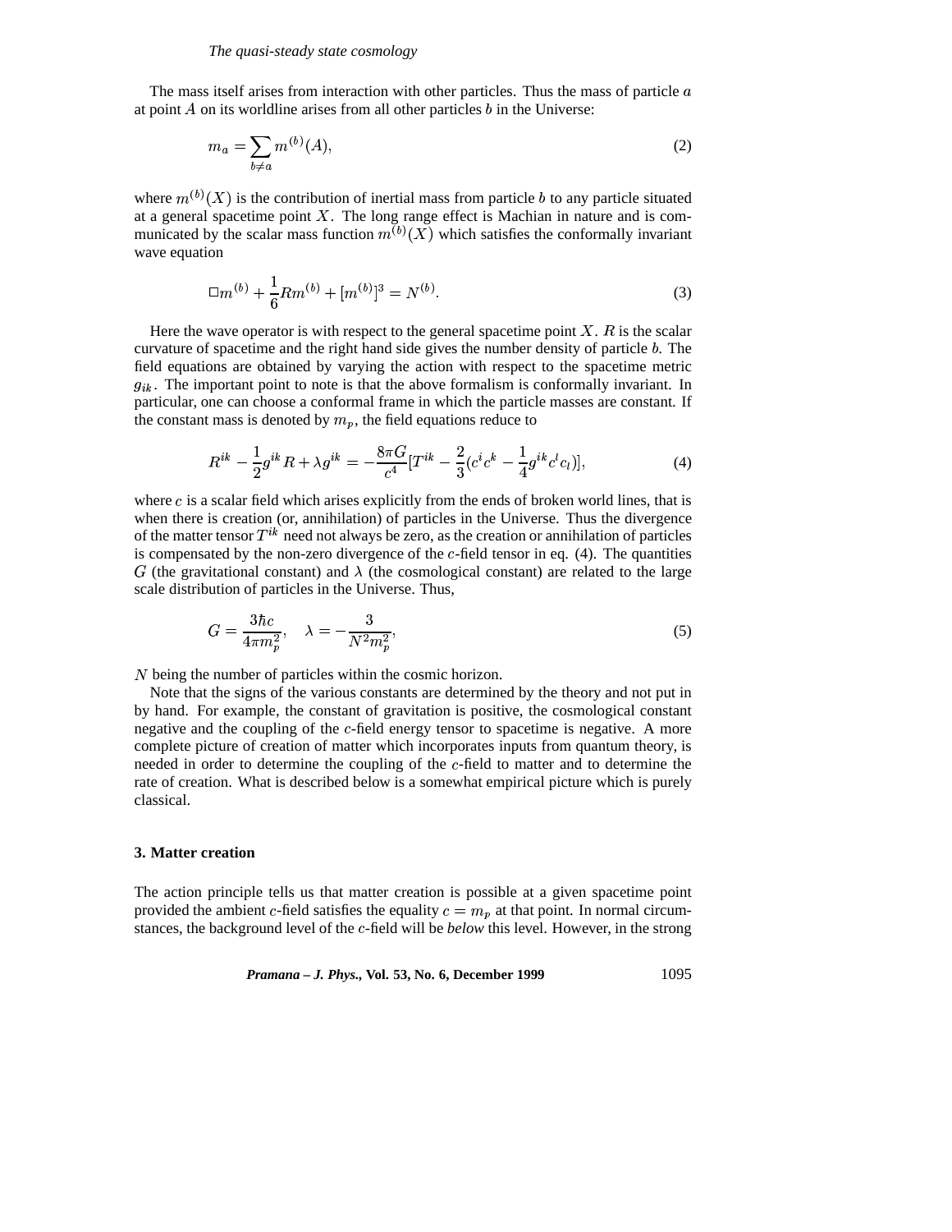The mass itself arises from interaction with other particles. Thus the mass of particle $a$ at point $A$ on its worldline arises from all other particles $b$ in the Universe:

$$m_a = \sum_{b \neq a} m^{(b)}(A), \tag{2}$$

where $m^{(b)}(X)$ is the contribution of inertial mass from particle $b$ to any particle situated at a general spacetime point $X$. The long range effect is Machian in nature and is communicated by the scalar mass function $m^{(b)}(X)$ which satisfies the conformally invariant wave equation

$$\Box m^{(b)} + \frac{1}{6} R m^{(b)} + [m^{(b)}]^3 = N^{(b)}. \tag{3}$$

Here the wave operator is with respect to the general spacetime point $X$. $R$ is the scalar curvature of spacetime and the right hand side gives the number density of particle $b$. The field equations are obtained by varying the action with respect to the spacetime metric $g_{ik}$. The important point to note is that the above formalism is conformally invariant. In particular, one can choose a conformal frame in which the particle masses are constant. If the constant mass is denoted by $m_p$, the field equations reduce to

$$R^{ik} - \frac{1}{2} g^{ik} R + \lambda g^{ik} = -\frac{8\pi G}{c^4}\left[T^{ik} - \frac{2}{3}\left(c^i c^k - \frac{1}{4} g^{ik} c^l c_l\right)\right], \tag{4}$$

where $c$ is a scalar field which arises explicitly from the ends of broken world lines, that is when there is creation (or, annihilation) of particles in the Universe. Thus the divergence of the matter tensor $T^{ik}$ need not always be zero, as the creation or annihilation of particles is compensated by the non-zero divergence of the $c$-field tensor in eq. (4). The quantities $G$ (the gravitational constant) and $\lambda$ (the cosmological constant) are related to the large scale distribution of particles in the Universe. Thus,

$$G = \frac{3\hbar c}{4\pi m_p^2}, \quad \lambda = -\frac{3}{N^2 m_p^2}, \tag{5}$$

$N$ being the number of particles within the cosmic horizon.

Note that the signs of the various constants are determined by the theory and not put in by hand. For example, the constant of gravitation is positive, the cosmological constant negative and the coupling of the $c$-field energy tensor to spacetime is negative. A more complete picture of creation of matter which incorporates inputs from quantum theory, is needed in order to determine the coupling of the $c$-field to matter and to determine the rate of creation. What is described below is a somewhat empirical picture which is purely classical.

## 3. Matter creation

The action principle tells us that matter creation is possible at a given spacetime point provided the ambient $c$-field satisfies the equality $c = m_p$ at that point. In normal circumstances, the background level of the $c$-field will be *below* this level. However, in the strong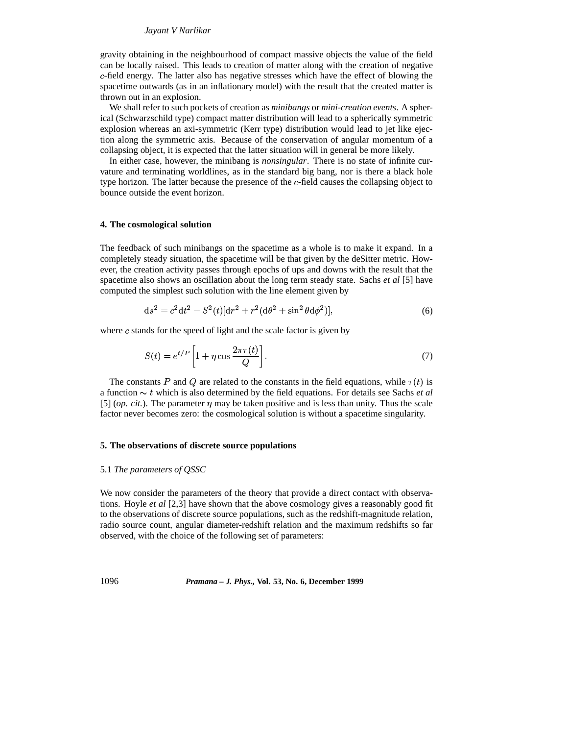gravity obtaining in the neighbourhood of compact massive objects the value of the field can be locally raised. This leads to creation of matter along with the creation of negative $c$-field energy. The latter also has negative stresses which have the effect of blowing the spacetime outwards (as in an inflationary model) with the result that the created matter is thrown out in an explosion.

We shall refer to such pockets of creation as *minibangs* or *mini-creation events*. A spherical (Schwarzschild type) compact matter distribution will lead to a spherically symmetric explosion whereas an axi-symmetric (Kerr type) distribution would lead to jet like ejection along the symmetric axis. Because of the conservation of angular momentum of a collapsing object, it is expected that the latter situation will in general be more likely.

In either case, however, the minibang is *nonsingular*. There is no state of infinite curvature and terminating worldlines, as in the standard big bang, nor is there a black hole type horizon. The latter because the presence of the $c$-field causes the collapsing object to bounce outside the event horizon.

## 4. The cosmological solution

The feedback of such minibangs on the spacetime as a whole is to make it expand. In a completely steady situation, the spacetime will be that given by the deSitter metric. However, the creation activity passes through epochs of ups and downs with the result that the spacetime also shows an oscillation about the long term steady state. Sachs *et al* [5] have computed the simplest such solution with the line element given by

$$\mathrm{d}s^2 = c^2\mathrm{d}t^2 - S^2(t)[\mathrm{d}r^2 + r^2(\mathrm{d}\theta^2 + \sin^2\theta\,\mathrm{d}\phi^2)], \tag{6}$$

where $c$ stands for the speed of light and the scale factor is given by

$$S(t) = e^{t/P}\left[1 + \eta\cos\frac{2\pi\tau(t)}{Q}\right]. \tag{7}$$

The constants $P$ and $Q$ are related to the constants in the field equations, while $\tau(t)$ is a function $\sim t$ which is also determined by the field equations. For details see Sachs *et al* [5] (*op. cit.*). The parameter $\eta$ may be taken positive and is less than unity. Thus the scale factor never becomes zero: the cosmological solution is without a spacetime singularity.

## 5. The observations of discrete source populations

### 5.1 *The parameters of QSSC*

We now consider the parameters of the theory that provide a direct contact with observations. Hoyle *et al* [2,3] have shown that the above cosmology gives a reasonably good fit to the observations of discrete source populations, such as the redshift-magnitude relation, radio source count, angular diameter-redshift relation and the maximum redshifts so far observed, with the choice of the following set of parameters: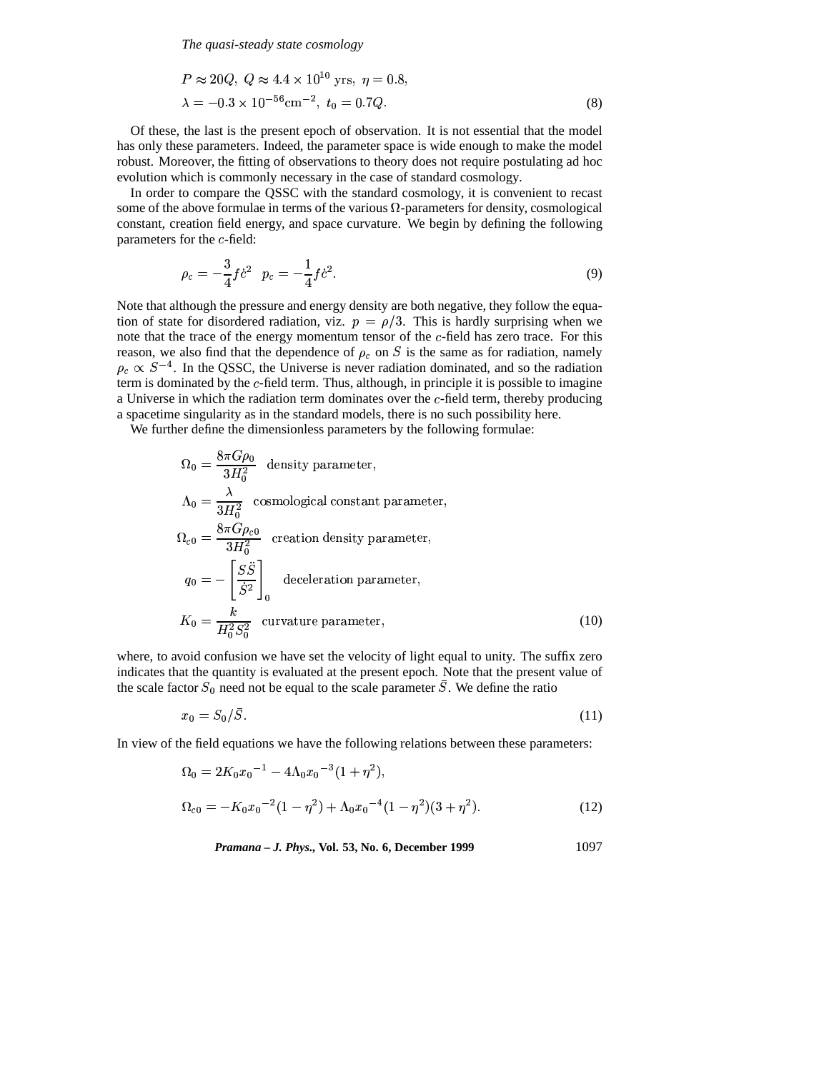$$P \approx 20Q,\ Q \approx 4.4 \times 10^{10}\ \text{yrs},\ \eta = 0.8,$$
$$\lambda = -0.3 \times 10^{-56}\text{cm}^{-2},\ t_0 = 0.7Q. \tag{8}$$

Of these, the last is the present epoch of observation. It is not essential that the model has only these parameters. Indeed, the parameter space is wide enough to make the model robust. Moreover, the fitting of observations to theory does not require postulating ad hoc evolution which is commonly necessary in the case of standard cosmology.

In order to compare the QSSC with the standard cosmology, it is convenient to recast some of the above formulae in terms of the various $\Omega$-parameters for density, cosmological constant, creation field energy, and space curvature. We begin by defining the following parameters for the $c$-field:

$$\rho_c = -\frac{3}{4}f\dot{c}^2 \quad p_c = -\frac{1}{4}f\dot{c}^2. \tag{9}$$

Note that although the pressure and energy density are both negative, they follow the equation of state for disordered radiation, viz. $p = \rho/3$. This is hardly surprising when we note that the trace of the energy momentum tensor of the $c$-field has zero trace. For this reason, we also find that the dependence of $\rho_c$ on $S$ is the same as for radiation, namely $\rho_c \propto S^{-4}$. In the QSSC, the Universe is never radiation dominated, and so the radiation term is dominated by the $c$-field term. Thus, although, in principle it is possible to imagine a Universe in which the radiation term dominates over the $c$-field term, thereby producing a spacetime singularity as in the standard models, there is no such possibility here.

We further define the dimensionless parameters by the following formulae:

$$\Omega_0 = \frac{8\pi G\rho_0}{3H_0^2} \quad \text{density parameter},$$
$$\Lambda_0 = \frac{\lambda}{3H_0^2} \quad \text{cosmological constant parameter},$$
$$\Omega_{c0} = \frac{8\pi G\rho_{c0}}{3H_0^2} \quad \text{creation density parameter},$$
$$q_0 = -\left[\frac{S\ddot{S}}{\dot{S}^2}\right]_0 \quad \text{deceleration parameter},$$
$$K_0 = \frac{k}{H_0^2 S_0^2} \quad \text{curvature parameter}, \tag{10}$$

where, to avoid confusion we have set the velocity of light equal to unity. The suffix zero indicates that the quantity is evaluated at the present epoch. Note that the present value of the scale factor $S_0$ need not be equal to the scale parameter $\bar{S}$. We define the ratio

$$x_0 = S_0/\bar{S}. \tag{11}$$

In view of the field equations we have the following relations between these parameters:

$$\Omega_0 = 2K_0{x_0}^{-1} - 4\Lambda_0{x_0}^{-3}(1+\eta^2),$$
$$\Omega_{c0} = -K_0{x_0}^{-2}(1-\eta^2) + \Lambda_0{x_0}^{-4}(1-\eta^2)(3+\eta^2). \tag{12}$$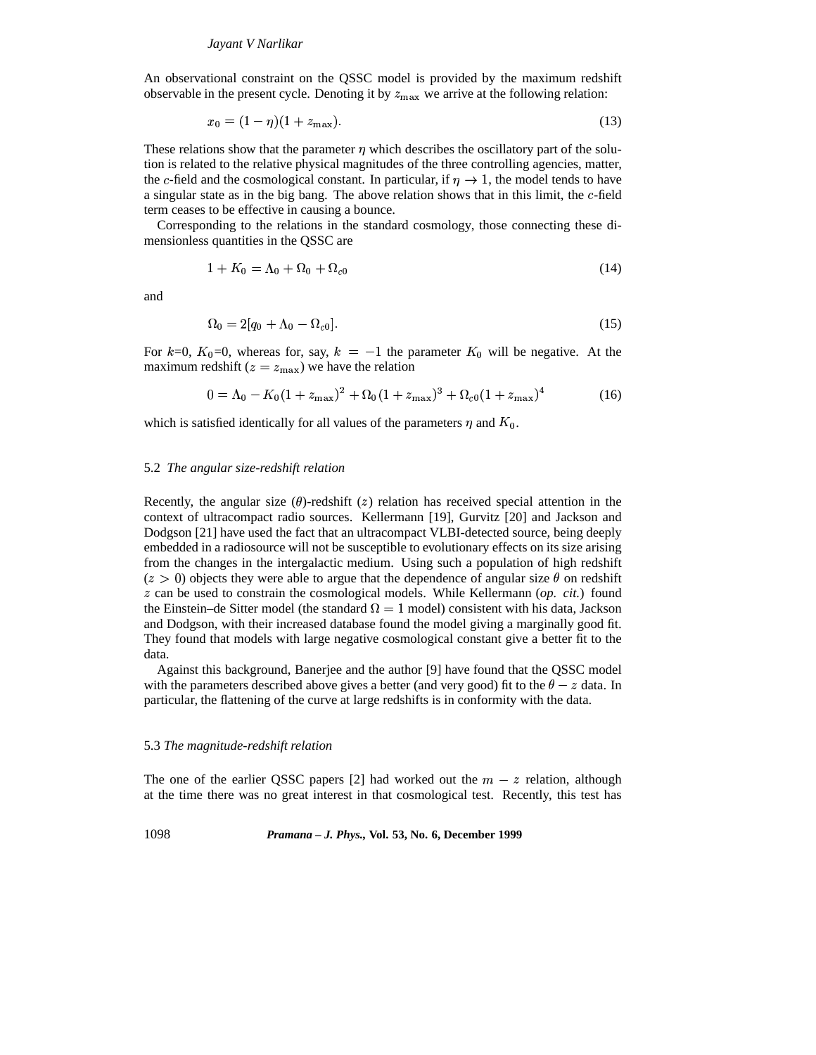An observational constraint on the QSSC model is provided by the maximum redshift observable in the present cycle. Denoting it by $z_{\max}$ we arrive at the following relation:

$$x_0 = (1 - \eta)(1 + z_{\max}). \tag{13}$$

These relations show that the parameter $\eta$ which describes the oscillatory part of the solution is related to the relative physical magnitudes of the three controlling agencies, matter, the $c$-field and the cosmological constant. In particular, if $\eta \to 1$, the model tends to have a singular state as in the big bang. The above relation shows that in this limit, the $c$-field term ceases to be effective in causing a bounce.

Corresponding to the relations in the standard cosmology, those connecting these dimensionless quantities in the QSSC are

$$1 + K_0 = \Lambda_0 + \Omega_0 + \Omega_{c0} \tag{14}$$

and

$$\Omega_0 = 2[q_0 + \Lambda_0 - \Omega_{c0}]. \tag{15}$$

For $k$=0, $K_0$=0, whereas for, say, $k = -1$ the parameter $K_0$ will be negative. At the maximum redshift ($z = z_{\max}$) we have the relation

$$0 = \Lambda_0 - K_0(1 + z_{\max})^2 + \Omega_0(1 + z_{\max})^3 + \Omega_{c0}(1 + z_{\max})^4 \tag{16}$$

which is satisfied identically for all values of the parameters $\eta$ and $K_0$.

### 5.2 *The angular size-redshift relation*

Recently, the angular size ($\theta$)-redshift ($z$) relation has received special attention in the context of ultracompact radio sources. Kellermann [19], Gurvitz [20] and Jackson and Dodgson [21] have used the fact that an ultracompact VLBI-detected source, being deeply embedded in a radiosource will not be susceptible to evolutionary effects on its size arising from the changes in the intergalactic medium. Using such a population of high redshift ($z > 0$) objects they were able to argue that the dependence of angular size $\theta$ on redshift $z$ can be used to constrain the cosmological models. While Kellermann (*op. cit.*) found the Einstein–de Sitter model (the standard $\Omega = 1$ model) consistent with his data, Jackson and Dodgson, with their increased database found the model giving a marginally good fit. They found that models with large negative cosmological constant give a better fit to the data.

Against this background, Banerjee and the author [9] have found that the QSSC model with the parameters described above gives a better (and very good) fit to the $\theta - z$ data. In particular, the flattening of the curve at large redshifts is in conformity with the data.

### 5.3 *The magnitude-redshift relation*

The one of the earlier QSSC papers [2] had worked out the $m - z$ relation, although at the time there was no great interest in that cosmological test. Recently, this test has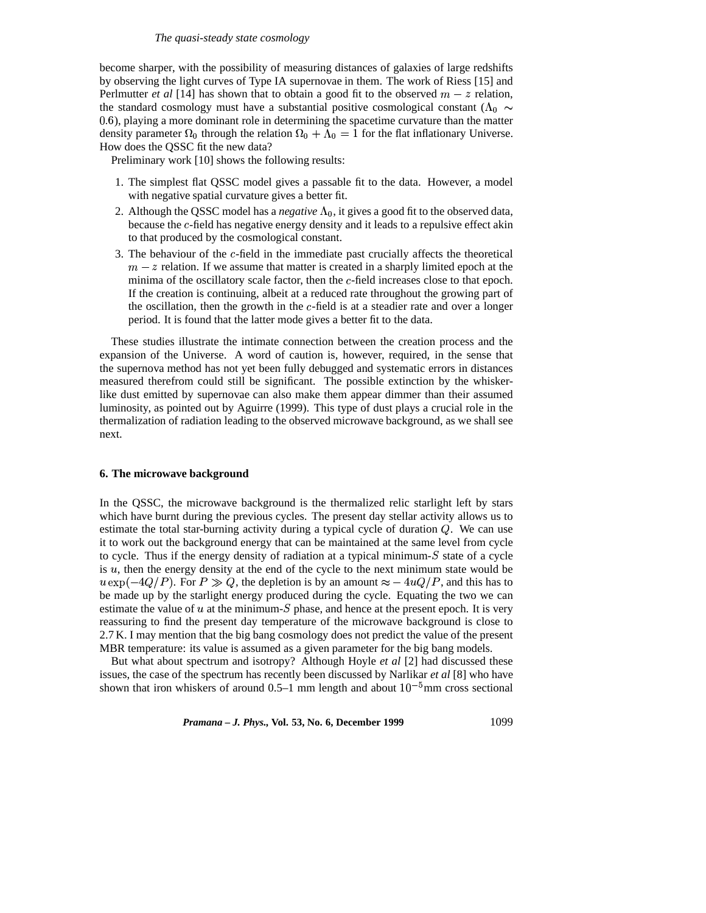become sharper, with the possibility of measuring distances of galaxies of large redshifts by observing the light curves of Type IA supernovae in them. The work of Riess [15] and Perlmutter *et al* [14] has shown that to obtain a good fit to the observed $m - z$ relation, the standard cosmology must have a substantial positive cosmological constant ($\Lambda_0 \sim 0.6$), playing a more dominant role in determining the spacetime curvature than the matter density parameter $\Omega_0$ through the relation $\Omega_0 + \Lambda_0 = 1$ for the flat inflationary Universe. How does the QSSC fit the new data?

Preliminary work [10] shows the following results:

1. The simplest flat QSSC model gives a passable fit to the data. However, a model with negative spatial curvature gives a better fit.
2. Although the QSSC model has a *negative* $\Lambda_0$, it gives a good fit to the observed data, because the $c$-field has negative energy density and it leads to a repulsive effect akin to that produced by the cosmological constant.
3. The behaviour of the $c$-field in the immediate past crucially affects the theoretical $m - z$ relation. If we assume that matter is created in a sharply limited epoch at the minima of the oscillatory scale factor, then the $c$-field increases close to that epoch. If the creation is continuing, albeit at a reduced rate throughout the growing part of the oscillation, then the growth in the $c$-field is at a steadier rate and over a longer period. It is found that the latter mode gives a better fit to the data.

These studies illustrate the intimate connection between the creation process and the expansion of the Universe. A word of caution is, however, required, in the sense that the supernova method has not yet been fully debugged and systematic errors in distances measured therefrom could still be significant. The possible extinction by the whisker-like dust emitted by supernovae can also make them appear dimmer than their assumed luminosity, as pointed out by Aguirre (1999). This type of dust plays a crucial role in the thermalization of radiation leading to the observed microwave background, as we shall see next.

## 6. The microwave background

In the QSSC, the microwave background is the thermalized relic starlight left by stars which have burnt during the previous cycles. The present day stellar activity allows us to estimate the total star-burning activity during a typical cycle of duration $Q$. We can use it to work out the background energy that can be maintained at the same level from cycle to cycle. Thus if the energy density of radiation at a typical minimum-$S$ state of a cycle is $u$, then the energy density at the end of the cycle to the next minimum state would be $u \exp(-4Q/P)$. For $P \gg Q$, the depletion is by an amount $\approx -4uQ/P$, and this has to be made up by the starlight energy produced during the cycle. Equating the two we can estimate the value of $u$ at the minimum-$S$ phase, and hence at the present epoch. It is very reassuring to find the present day temperature of the microwave background is close to 2.7 K. I may mention that the big bang cosmology does not predict the value of the present MBR temperature: its value is assumed as a given parameter for the big bang models.

But what about spectrum and isotropy? Although Hoyle *et al* [2] had discussed these issues, the case of the spectrum has recently been discussed by Narlikar *et al* [8] who have shown that iron whiskers of around 0.5–1 mm length and about $10^{-5}$mm cross sectional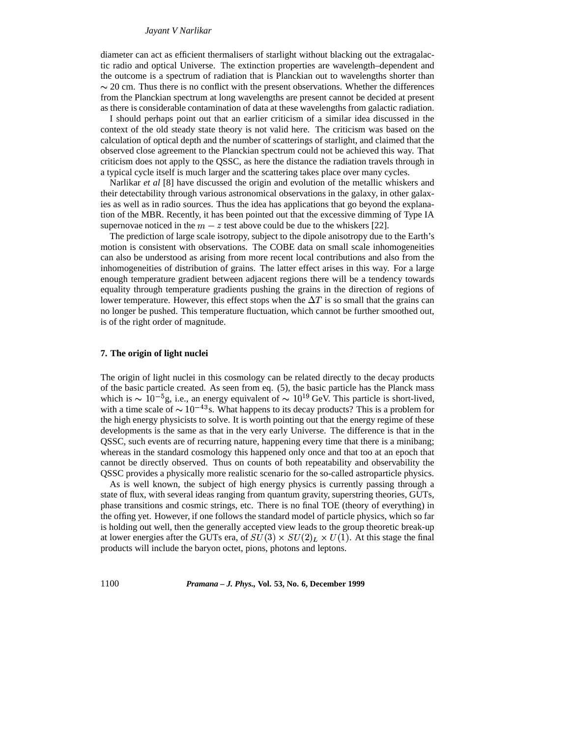diameter can act as efficient thermalisers of starlight without blacking out the extragalactic radio and optical Universe. The extinction properties are wavelength–dependent and the outcome is a spectrum of radiation that is Planckian out to wavelengths shorter than $\sim 20$ cm. Thus there is no conflict with the present observations. Whether the differences from the Planckian spectrum at long wavelengths are present cannot be decided at present as there is considerable contamination of data at these wavelengths from galactic radiation.

I should perhaps point out that an earlier criticism of a similar idea discussed in the context of the old steady state theory is not valid here. The criticism was based on the calculation of optical depth and the number of scatterings of starlight, and claimed that the observed close agreement to the Planckian spectrum could not be achieved this way. That criticism does not apply to the QSSC, as here the distance the radiation travels through in a typical cycle itself is much larger and the scattering takes place over many cycles.

Narlikar *et al* [8] have discussed the origin and evolution of the metallic whiskers and their detectability through various astronomical observations in the galaxy, in other galaxies as well as in radio sources. Thus the idea has applications that go beyond the explanation of the MBR. Recently, it has been pointed out that the excessive dimming of Type IA supernovae noticed in the $m - z$ test above could be due to the whiskers [22].

The prediction of large scale isotropy, subject to the dipole anisotropy due to the Earth's motion is consistent with observations. The COBE data on small scale inhomogeneities can also be understood as arising from more recent local contributions and also from the inhomogeneities of distribution of grains. The latter effect arises in this way. For a large enough temperature gradient between adjacent regions there will be a tendency towards equality through temperature gradients pushing the grains in the direction of regions of lower temperature. However, this effect stops when the $\Delta T$ is so small that the grains can no longer be pushed. This temperature fluctuation, which cannot be further smoothed out, is of the right order of magnitude.

## 7. The origin of light nuclei

The origin of light nuclei in this cosmology can be related directly to the decay products of the basic particle created. As seen from eq. (5), the basic particle has the Planck mass which is $\sim 10^{-5}$g, i.e., an energy equivalent of $\sim 10^{19}$ GeV. This particle is short-lived, with a time scale of $\sim 10^{-43}$s. What happens to its decay products? This is a problem for the high energy physicists to solve. It is worth pointing out that the energy regime of these developments is the same as that in the very early Universe. The difference is that in the QSSC, such events are of recurring nature, happening every time that there is a minibang; whereas in the standard cosmology this happened only once and that too at an epoch that cannot be directly observed. Thus on counts of both repeatability and observability the QSSC provides a physically more realistic scenario for the so-called astroparticle physics.

As is well known, the subject of high energy physics is currently passing through a state of flux, with several ideas ranging from quantum gravity, superstring theories, GUTs, phase transitions and cosmic strings, etc. There is no final TOE (theory of everything) in the offing yet. However, if one follows the standard model of particle physics, which so far is holding out well, then the generally accepted view leads to the group theoretic break-up at lower energies after the GUTs era, of $SU(3) \times SU(2)_L \times U(1)$. At this stage the final products will include the baryon octet, pions, photons and leptons.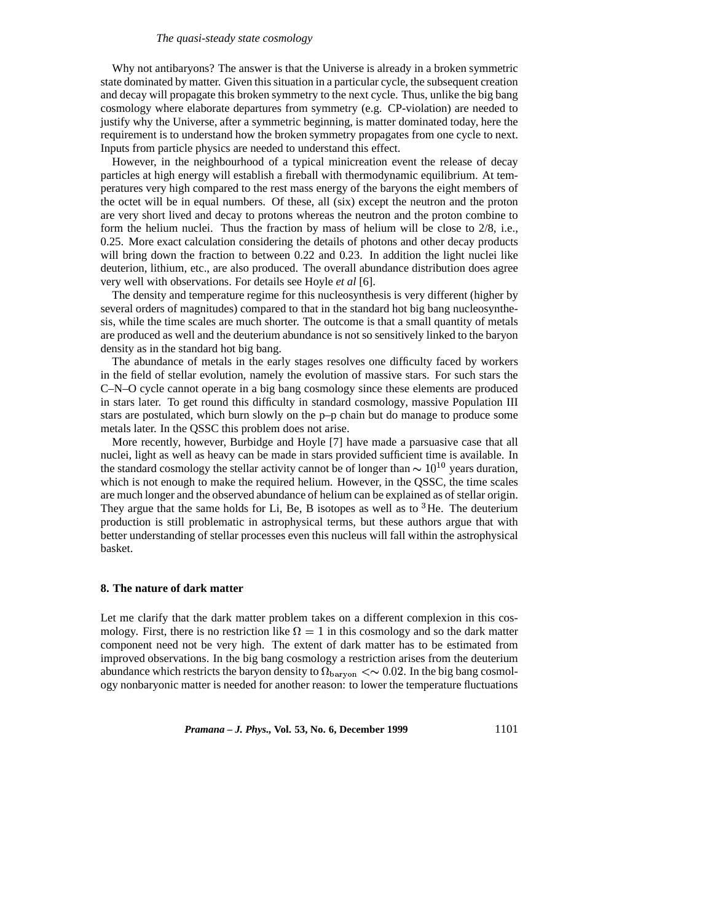Why not antibaryons? The answer is that the Universe is already in a broken symmetric state dominated by matter. Given this situation in a particular cycle, the subsequent creation and decay will propagate this broken symmetry to the next cycle. Thus, unlike the big bang cosmology where elaborate departures from symmetry (e.g. CP-violation) are needed to justify why the Universe, after a symmetric beginning, is matter dominated today, here the requirement is to understand how the broken symmetry propagates from one cycle to next. Inputs from particle physics are needed to understand this effect.

However, in the neighbourhood of a typical minicreation event the release of decay particles at high energy will establish a fireball with thermodynamic equilibrium. At temperatures very high compared to the rest mass energy of the baryons the eight members of the octet will be in equal numbers. Of these, all (six) except the neutron and the proton are very short lived and decay to protons whereas the neutron and the proton combine to form the helium nuclei. Thus the fraction by mass of helium will be close to 2/8, i.e., 0.25. More exact calculation considering the details of photons and other decay products will bring down the fraction to between 0.22 and 0.23. In addition the light nuclei like deuterion, lithium, etc., are also produced. The overall abundance distribution does agree very well with observations. For details see Hoyle *et al* [6].

The density and temperature regime for this nucleosynthesis is very different (higher by several orders of magnitudes) compared to that in the standard hot big bang nucleosynthesis, while the time scales are much shorter. The outcome is that a small quantity of metals are produced as well and the deuterium abundance is not so sensitively linked to the baryon density as in the standard hot big bang.

The abundance of metals in the early stages resolves one difficulty faced by workers in the field of stellar evolution, namely the evolution of massive stars. For such stars the C–N–O cycle cannot operate in a big bang cosmology since these elements are produced in stars later. To get round this difficulty in standard cosmology, massive Population III stars are postulated, which burn slowly on the p–p chain but do manage to produce some metals later. In the QSSC this problem does not arise.

More recently, however, Burbidge and Hoyle [7] have made a parsuasive case that all nuclei, light as well as heavy can be made in stars provided sufficient time is available. In the standard cosmology the stellar activity cannot be of longer than $\sim 10^{10}$ years duration, which is not enough to make the required helium. However, in the QSSC, the time scales are much longer and the observed abundance of helium can be explained as of stellar origin. They argue that the same holds for Li, Be, B isotopes as well as to $^3$He. The deuterium production is still problematic in astrophysical terms, but these authors argue that with better understanding of stellar processes even this nucleus will fall within the astrophysical basket.

## 8. The nature of dark matter

Let me clarify that the dark matter problem takes on a different complexion in this cosmology. First, there is no restriction like $\Omega = 1$ in this cosmology and so the dark matter component need not be very high. The extent of dark matter has to be estimated from improved observations. In the big bang cosmology a restriction arises from the deuterium abundance which restricts the baryon density to $\Omega_{\rm baryon} <\sim 0.02$. In the big bang cosmology nonbaryonic matter is needed for another reason: to lower the temperature fluctuations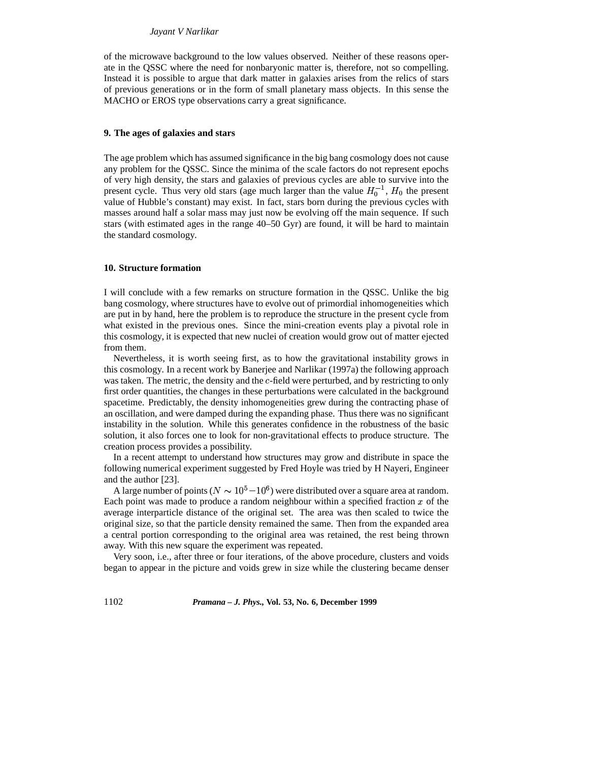of the microwave background to the low values observed. Neither of these reasons operate in the QSSC where the need for nonbaryonic matter is, therefore, not so compelling. Instead it is possible to argue that dark matter in galaxies arises from the relics of stars of previous generations or in the form of small planetary mass objects. In this sense the MACHO or EROS type observations carry a great significance.

## 9. The ages of galaxies and stars

The age problem which has assumed significance in the big bang cosmology does not cause any problem for the QSSC. Since the minima of the scale factors do not represent epochs of very high density, the stars and galaxies of previous cycles are able to survive into the present cycle. Thus very old stars (age much larger than the value $H_0^{-1}$, $H_0$ the present value of Hubble's constant) may exist. In fact, stars born during the previous cycles with masses around half a solar mass may just now be evolving off the main sequence. If such stars (with estimated ages in the range 40–50 Gyr) are found, it will be hard to maintain the standard cosmology.

## 10. Structure formation

I will conclude with a few remarks on structure formation in the QSSC. Unlike the big bang cosmology, where structures have to evolve out of primordial inhomogeneities which are put in by hand, here the problem is to reproduce the structure in the present cycle from what existed in the previous ones. Since the mini-creation events play a pivotal role in this cosmology, it is expected that new nuclei of creation would grow out of matter ejected from them.

Nevertheless, it is worth seeing first, as to how the gravitational instability grows in this cosmology. In a recent work by Banerjee and Narlikar (1997a) the following approach was taken. The metric, the density and the $c$-field were perturbed, and by restricting to only first order quantities, the changes in these perturbations were calculated in the background spacetime. Predictably, the density inhomogeneities grew during the contracting phase of an oscillation, and were damped during the expanding phase. Thus there was no significant instability in the solution. While this generates confidence in the robustness of the basic solution, it also forces one to look for non-gravitational effects to produce structure. The creation process provides a possibility.

In a recent attempt to understand how structures may grow and distribute in space the following numerical experiment suggested by Fred Hoyle was tried by H Nayeri, Engineer and the author [23].

A large number of points ($N \sim 10^5 - 10^6$) were distributed over a square area at random. Each point was made to produce a random neighbour within a specified fraction $x$ of the average interparticle distance of the original set. The area was then scaled to twice the original size, so that the particle density remained the same. Then from the expanded area a central portion corresponding to the original area was retained, the rest being thrown away. With this new square the experiment was repeated.

Very soon, i.e., after three or four iterations, of the above procedure, clusters and voids began to appear in the picture and voids grew in size while the clustering became denser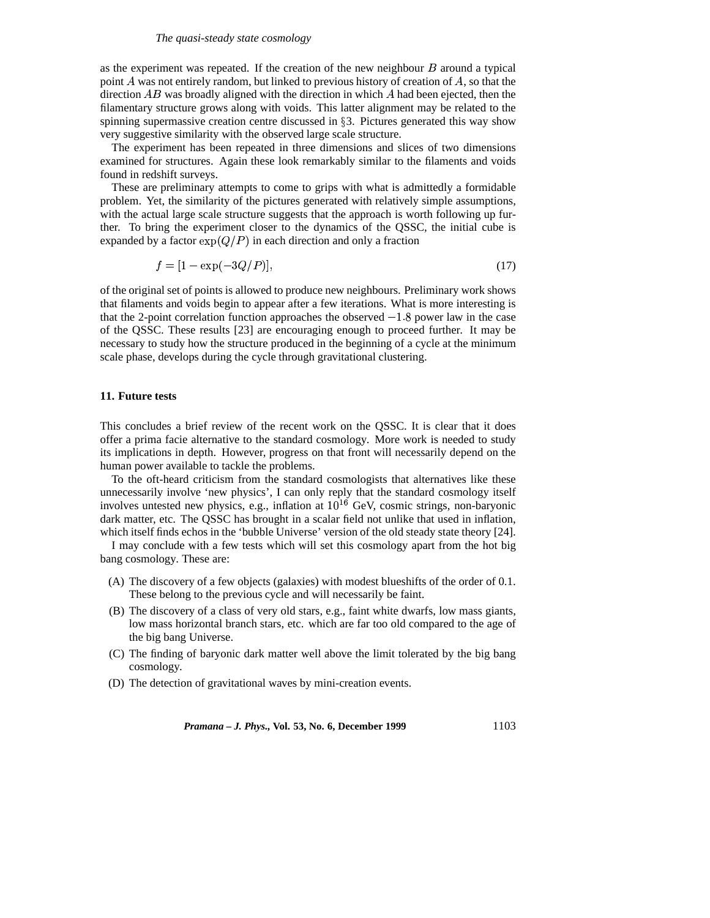as the experiment was repeated. If the creation of the new neighbour $B$ around a typical point $A$ was not entirely random, but linked to previous history of creation of $A$, so that the direction $AB$ was broadly aligned with the direction in which $A$ had been ejected, then the filamentary structure grows along with voids. This latter alignment may be related to the spinning supermassive creation centre discussed in §3. Pictures generated this way show very suggestive similarity with the observed large scale structure.

The experiment has been repeated in three dimensions and slices of two dimensions examined for structures. Again these look remarkably similar to the filaments and voids found in redshift surveys.

These are preliminary attempts to come to grips with what is admittedly a formidable problem. Yet, the similarity of the pictures generated with relatively simple assumptions, with the actual large scale structure suggests that the approach is worth following up further. To bring the experiment closer to the dynamics of the QSSC, the initial cube is expanded by a factor $\exp(Q/P)$ in each direction and only a fraction

$$f = [1 - \exp(-3Q/P)], \tag{17}$$

of the original set of points is allowed to produce new neighbours. Preliminary work shows that filaments and voids begin to appear after a few iterations. What is more interesting is that the 2-point correlation function approaches the observed $-1.8$ power law in the case of the QSSC. These results [23] are encouraging enough to proceed further. It may be necessary to study how the structure produced in the beginning of a cycle at the minimum scale phase, develops during the cycle through gravitational clustering.

## 11. Future tests

This concludes a brief review of the recent work on the QSSC. It is clear that it does offer a prima facie alternative to the standard cosmology. More work is needed to study its implications in depth. However, progress on that front will necessarily depend on the human power available to tackle the problems.

To the oft-heard criticism from the standard cosmologists that alternatives like these unnecessarily involve 'new physics', I can only reply that the standard cosmology itself involves untested new physics, e.g., inflation at $10^{16}$ GeV, cosmic strings, non-baryonic dark matter, etc. The QSSC has brought in a scalar field not unlike that used in inflation, which itself finds echos in the 'bubble Universe' version of the old steady state theory [24].

I may conclude with a few tests which will set this cosmology apart from the hot big bang cosmology. These are:

(A) The discovery of a few objects (galaxies) with modest blueshifts of the order of 0.1. These belong to the previous cycle and will necessarily be faint.

(B) The discovery of a class of very old stars, e.g., faint white dwarfs, low mass giants, low mass horizontal branch stars, etc. which are far too old compared to the age of the big bang Universe.

(C) The finding of baryonic dark matter well above the limit tolerated by the big bang cosmology.

(D) The detection of gravitational waves by mini-creation events.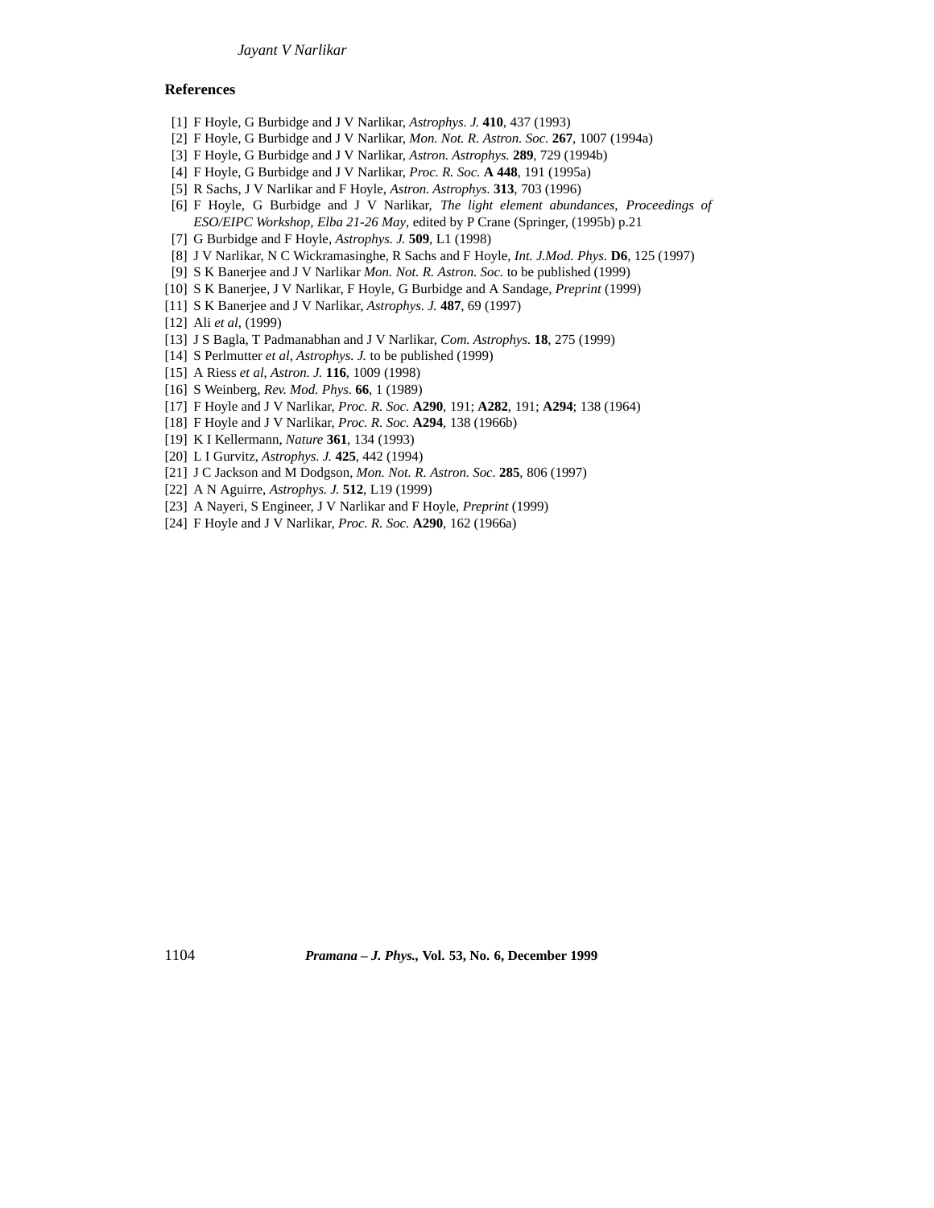## References

[1] F Hoyle, G Burbidge and J V Narlikar, *Astrophys. J.* **410**, 437 (1993)
[2] F Hoyle, G Burbidge and J V Narlikar, *Mon. Not. R. Astron. Soc.* **267**, 1007 (1994a)
[3] F Hoyle, G Burbidge and J V Narlikar, *Astron. Astrophys.* **289**, 729 (1994b)
[4] F Hoyle, G Burbidge and J V Narlikar, *Proc. R. Soc.* **A 448**, 191 (1995a)
[5] R Sachs, J V Narlikar and F Hoyle, *Astron. Astrophys.* **313**, 703 (1996)
[6] F Hoyle, G Burbidge and J V Narlikar, *The light element abundances, Proceedings of ESO/EIPC Workshop, Elba 21-26 May*, edited by P Crane (Springer, (1995b) p.21
[7] G Burbidge and F Hoyle, *Astrophys. J.* **509**, L1 (1998)
[8] J V Narlikar, N C Wickramasinghe, R Sachs and F Hoyle, *Int. J.Mod. Phys.* **D6**, 125 (1997)
[9] S K Banerjee and J V Narlikar *Mon. Not. R. Astron. Soc.* to be published (1999)
[10] S K Banerjee, J V Narlikar, F Hoyle, G Burbidge and A Sandage, *Preprint* (1999)
[11] S K Banerjee and J V Narlikar, *Astrophys. J.* **487**, 69 (1997)
[12] Ali *et al*, (1999)
[13] J S Bagla, T Padmanabhan and J V Narlikar, *Com. Astrophys.* **18**, 275 (1999)
[14] S Perlmutter *et al*, *Astrophys. J.* to be published (1999)
[15] A Riess *et al*, *Astron. J.* **116**, 1009 (1998)
[16] S Weinberg, *Rev. Mod. Phys.* **66**, 1 (1989)
[17] F Hoyle and J V Narlikar, *Proc. R. Soc.* **A290**, 191; **A282**, 191; **A294**; 138 (1964)
[18] F Hoyle and J V Narlikar, *Proc. R. Soc.* **A294**, 138 (1966b)
[19] K I Kellermann, *Nature* **361**, 134 (1993)
[20] L I Gurvitz, *Astrophys. J.* **425**, 442 (1994)
[21] J C Jackson and M Dodgson, *Mon. Not. R. Astron. Soc.* **285**, 806 (1997)
[22] A N Aguirre, *Astrophys. J.* **512**, L19 (1999)
[23] A Nayeri, S Engineer, J V Narlikar and F Hoyle, *Preprint* (1999)
[24] F Hoyle and J V Narlikar, *Proc. R. Soc.* **A290**, 162 (1966a)